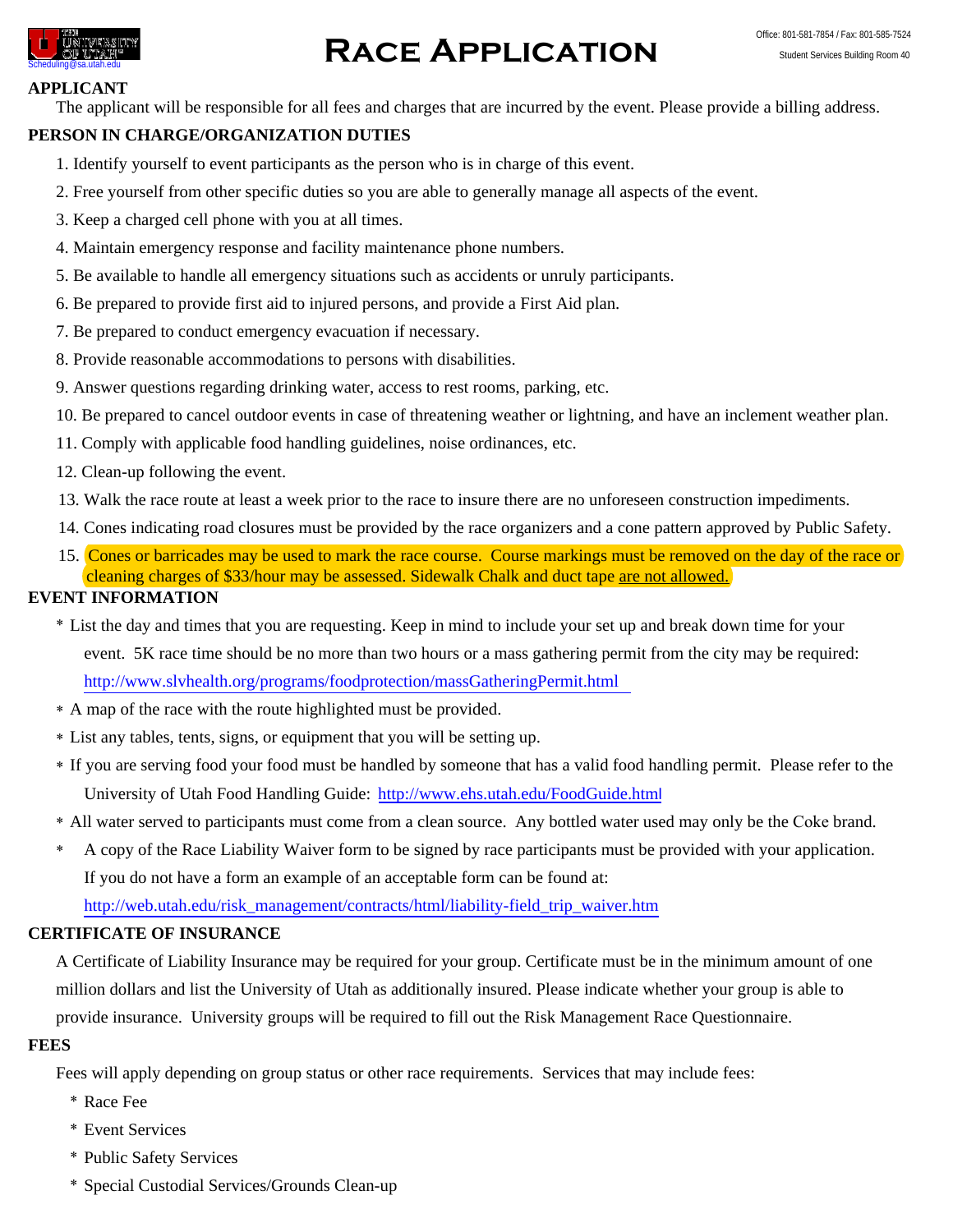Scheduling@sa.utah.edu

# Race Application

Office: 801-581-7854 / Fax: 801-585-7524

Student Services Building Room 40

**APPLICANT**

The applicant will be responsible for all fees and charges that are incurred by the event. Please provide a billing address.

**PERSON IN CHARGE/ORGANIZATION DUTIES**

1. Identify yourself to event participants as the person who is in charge of this event.
2. Free yourself from other specific duties so you are able to generally manage all aspects of the event.
3. Keep a charged cell phone with you at all times.
4. Maintain emergency response and facility maintenance phone numbers.
5. Be available to handle all emergency situations such as accidents or unruly participants.
6. Be prepared to provide first aid to injured persons, and provide a First Aid plan.
7. Be prepared to conduct emergency evacuation if necessary.
8. Provide reasonable accommodations to persons with disabilities.
9. Answer questions regarding drinking water, access to rest rooms, parking, etc.
10. Be prepared to cancel outdoor events in case of threatening weather or lightning, and have an inclement weather plan.
11. Comply with applicable food handling guidelines, noise ordinances, etc.
12. Clean-up following the event.
13. Walk the race route at least a week prior to the race to insure there are no unforeseen construction impediments.
14. Cones indicating road closures must be provided by the race organizers and a cone pattern approved by Public Safety.
15. Cones or barricades may be used to mark the race course. Course markings must be removed on the day of the race or cleaning charges of $33/hour may be assessed. Sidewalk Chalk and duct tape are not allowed.

**EVENT INFORMATION**

* List the day and times that you are requesting. Keep in mind to include your set up and break down time for your event. 5K race time should be no more than two hours or a mass gathering permit from the city may be required: http://www.slvhealth.org/programs/foodprotection/massGatheringPermit.html
* A map of the race with the route highlighted must be provided.
* List any tables, tents, signs, or equipment that you will be setting up.
* If you are serving food your food must be handled by someone that has a valid food handling permit. Please refer to the University of Utah Food Handling Guide: http://www.ehs.utah.edu/FoodGuide.html
* All water served to participants must come from a clean source. Any bottled water used may only be the Coke brand.
* A copy of the Race Liability Waiver form to be signed by race participants must be provided with your application. If you do not have a form an example of an acceptable form can be found at: http://web.utah.edu/risk_management/contracts/html/liability-field_trip_waiver.htm

**CERTIFICATE OF INSURANCE**

A Certificate of Liability Insurance may be required for your group. Certificate must be in the minimum amount of one million dollars and list the University of Utah as additionally insured. Please indicate whether your group is able to provide insurance. University groups will be required to fill out the Risk Management Race Questionnaire.

**FEES**

Fees will apply depending on group status or other race requirements. Services that may include fees:

* Race Fee
* Event Services
* Public Safety Services
* Special Custodial Services/Grounds Clean-up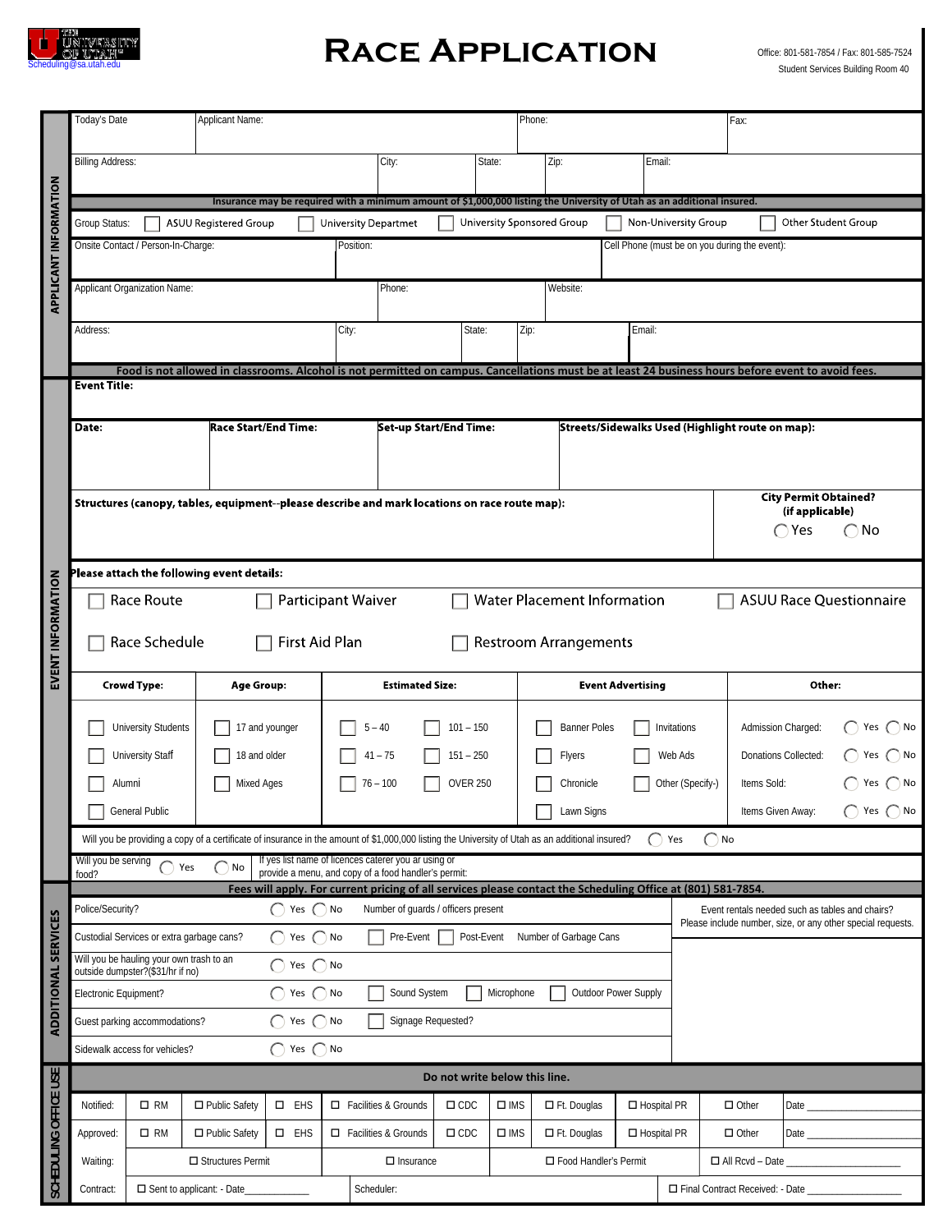The University of Utah
Scheduling@sa.utah.edu

# Race Application

Office: 801-581-7854 / Fax: 801-585-7524
Student Services Building Room 40

## APPLICANT INFORMATION

| | | | | | |
|---|---|---|---|---|---|
| Today's Date | Applicant Name: | | Phone: | | Fax: |
| Billing Address: | | City: | State: | Zip: | Email: |

**Insurance may be required with a minimum amount of $1,000,000 listing the University of Utah as an additional insured.**

Group Status: ☐ ASUU Registered Group ☐ University Departmet ☐ University Sponsored Group ☐ Non-University Group ☐ Other Student Group

| | | |
|---|---|---|
| Onsite Contact / Person-In-Charge: | Position: | Cell Phone (must be on you during the event): |

| | | |
|---|---|---|
| Applicant Organization Name: | Phone: | Website: |

| | | | | |
|---|---|---|---|---|
| Address: | City: | State: | Zip: | Email: |

**Food is not allowed in classrooms. Alcohol is not permitted on campus. Cancellations must be at least 24 business hours before event to avoid fees.**

## EVENT INFORMATION

**Event Title:**

| | | | |
|---|---|---|---|
| **Date:** | **Race Start/End Time:** | **Set-up Start/End Time:** | **Streets/Sidewalks Used (Highlight route on map):** |

**Structures (canopy, tables, equipment--please describe and mark locations on race route map):**

**City Permit Obtained? (if applicable)** ◯ Yes ◯ No

**Please attach the following event details:**

☐ Race Route ☐ Participant Waiver ☐ Water Placement Information ☐ ASUU Race Questionnaire

☐ Race Schedule ☐ First Aid Plan ☐ Restroom Arrangements

| **Crowd Type:** | **Age Group:** | **Estimated Size:** | | **Event Advertising** | | **Other:** | |
|---|---|---|---|---|---|---|---|
| ☐ University Students | ☐ 17 and younger | ☐ 5 – 40 | ☐ 101 – 150 | ☐ Banner Poles | ☐ Invitations | Admission Charged: | ◯ Yes ◯ No |
| ☐ University Staff | ☐ 18 and older | ☐ 41 – 75 | ☐ 151 – 250 | ☐ Flyers | ☐ Web Ads | Donations Collected: | ◯ Yes ◯ No |
| ☐ Alumni | ☐ Mixed Ages | ☐ 76 – 100 | ☐ OVER 250 | ☐ Chronicle | ☐ Other (Specify-) | Items Sold: | ◯ Yes ◯ No |
| ☐ General Public | | | | ☐ Lawn Signs | | Items Given Away: | ◯ Yes ◯ No |

Will you be providing a copy of a certificate of insurance in the amount of $1,000,000 listing the University of Utah as an additional insured? ◯ Yes ◯ No

Will you be serving food? ◯ Yes ◯ No — If yes list name of licences caterer you ar using or provide a menu, and copy of a food handler's permit:

**Fees will apply. For current pricing of all services please contact the Scheduling Office at (801) 581-7854.**

## ADDITIONAL SERVICES

| | | | |
|---|---|---|---|
| Police/Security? | ◯ Yes ◯ No | Number of guards / officers present | Event rentals needed such as tables and chairs? Please include number, size, or any other special requests. |
| Custodial Services or extra garbage cans? | ◯ Yes ◯ No | ☐ Pre-Event ☐ Post-Event Number of Garbage Cans | |
| Will you be hauling your own trash to an outside dumpster?($31/hr if no) | ◯ Yes ◯ No | | |
| Electronic Equipment? | ◯ Yes ◯ No | ☐ Sound System ☐ Microphone ☐ Outdoor Power Supply | |
| Guest parking accommodations? | ◯ Yes ◯ No | ☐ Signage Requested? | |
| Sidewalk access for vehicles? | ◯ Yes ◯ No | | |

## SCHEDULING OFFICE USE

**Do not write below this line.**

| | | | | | | | | | | |
|---|---|---|---|---|---|---|---|---|---|---|
| Notified: | ☐ RM | ☐ Public Safety | ☐ EHS | ☐ Facilities & Grounds | ☐ CDC | ☐ IMS | ☐ Ft. Douglas | ☐ Hospital PR | ☐ Other | Date ____________ |
| Approved: | ☐ RM | ☐ Public Safety | ☐ EHS | ☐ Facilities & Grounds | ☐ CDC | ☐ IMS | ☐ Ft. Douglas | ☐ Hospital PR | ☐ Other | Date ____________ |
| Waiting: | ☐ Structures Permit | | | ☐ Insurance | | | ☐ Food Handler's Permit | | ☐ All Rcvd – Date ____________ | |
| Contract: | ☐ Sent to applicant: - Date____________ | | | Scheduler: | | | | | ☐ Final Contract Received: - Date ____________ | |